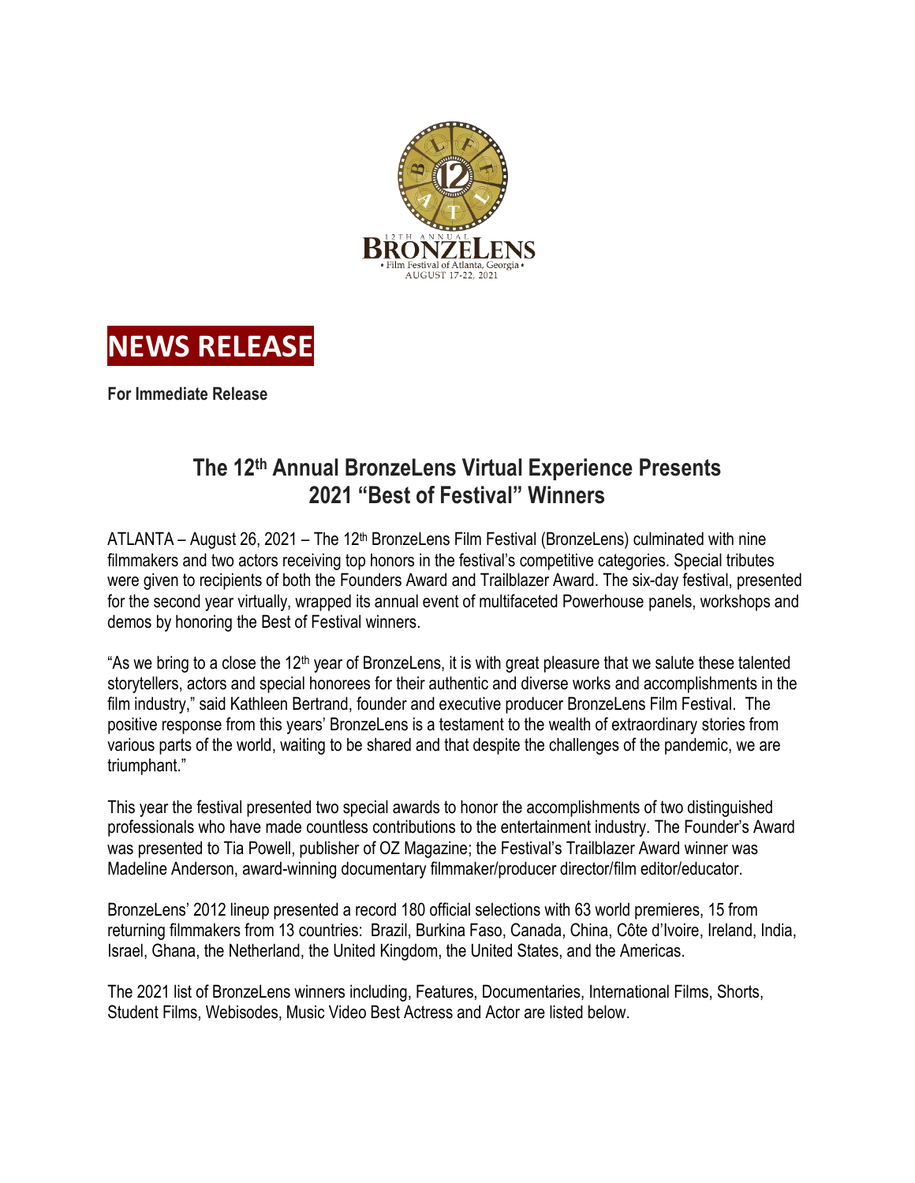12TH ANNUAL BRONZELENS • Film Festival of Atlanta, Georgia • AUGUST 17-22, 2021

# NEWS RELEASE

**For Immediate Release**

## The 12th Annual BronzeLens Virtual Experience Presents 2021 "Best of Festival" Winners

ATLANTA – August 26, 2021 – The 12th BronzeLens Film Festival (BronzeLens) culminated with nine filmmakers and two actors receiving top honors in the festival's competitive categories. Special tributes were given to recipients of both the Founders Award and Trailblazer Award. The six-day festival, presented for the second year virtually, wrapped its annual event of multifaceted Powerhouse panels, workshops and demos by honoring the Best of Festival winners.

"As we bring to a close the 12th year of BronzeLens, it is with great pleasure that we salute these talented storytellers, actors and special honorees for their authentic and diverse works and accomplishments in the film industry," said Kathleen Bertrand, founder and executive producer BronzeLens Film Festival. The positive response from this years' BronzeLens is a testament to the wealth of extraordinary stories from various parts of the world, waiting to be shared and that despite the challenges of the pandemic, we are triumphant."

This year the festival presented two special awards to honor the accomplishments of two distinguished professionals who have made countless contributions to the entertainment industry. The Founder's Award was presented to Tia Powell, publisher of OZ Magazine; the Festival's Trailblazer Award winner was Madeline Anderson, award-winning documentary filmmaker/producer director/film editor/educator.

BronzeLens' 2012 lineup presented a record 180 official selections with 63 world premieres, 15 from returning filmmakers from 13 countries: Brazil, Burkina Faso, Canada, China, Côte d'Ivoire, Ireland, India, Israel, Ghana, the Netherland, the United Kingdom, the United States, and the Americas.

The 2021 list of BronzeLens winners including, Features, Documentaries, International Films, Shorts, Student Films, Webisodes, Music Video Best Actress and Actor are listed below.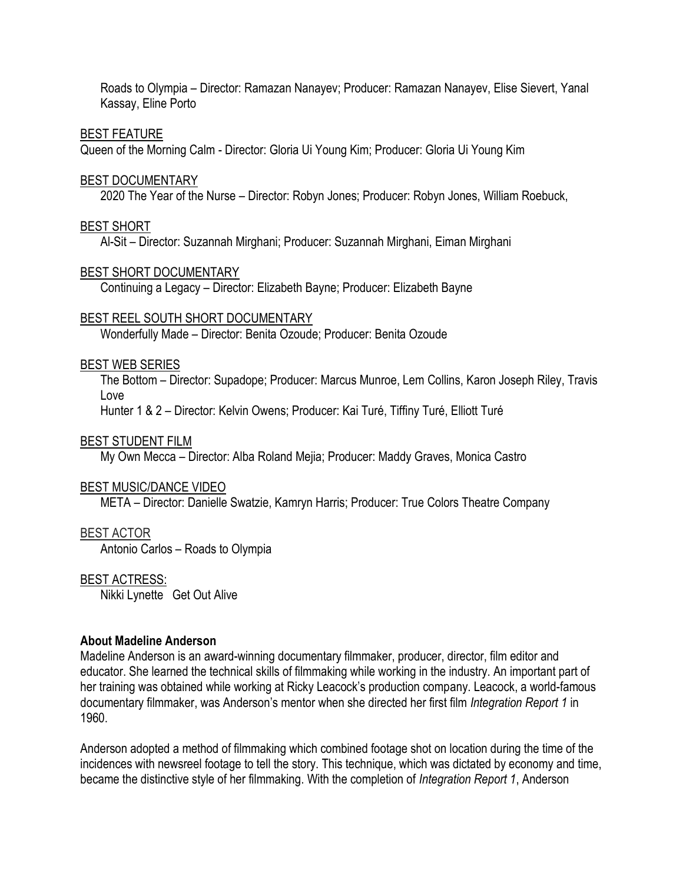Roads to Olympia – Director: Ramazan Nanayev; Producer: Ramazan Nanayev, Elise Sievert, Yanal Kassay, Eline Porto

BEST FEATURE

Queen of the Morning Calm - Director: Gloria Ui Young Kim; Producer: Gloria Ui Young Kim

BEST DOCUMENTARY

2020 The Year of the Nurse – Director: Robyn Jones; Producer: Robyn Jones, William Roebuck,

BEST SHORT

Al-Sit – Director: Suzannah Mirghani; Producer: Suzannah Mirghani, Eiman Mirghani

BEST SHORT DOCUMENTARY

Continuing a Legacy – Director: Elizabeth Bayne; Producer: Elizabeth Bayne

BEST REEL SOUTH SHORT DOCUMENTARY

Wonderfully Made – Director: Benita Ozoude; Producer: Benita Ozoude

BEST WEB SERIES

The Bottom – Director: Supadope; Producer: Marcus Munroe, Lem Collins, Karon Joseph Riley, Travis Love

Hunter 1 & 2 – Director: Kelvin Owens; Producer: Kai Turé, Tiffiny Turé, Elliott Turé

BEST STUDENT FILM

My Own Mecca – Director: Alba Roland Mejia; Producer: Maddy Graves, Monica Castro

BEST MUSIC/DANCE VIDEO

META – Director: Danielle Swatzie, Kamryn Harris; Producer: True Colors Theatre Company

BEST ACTOR

Antonio Carlos – Roads to Olympia

BEST ACTRESS:

Nikki Lynette Get Out Alive

**About Madeline Anderson**

Madeline Anderson is an award-winning documentary filmmaker, producer, director, film editor and educator. She learned the technical skills of filmmaking while working in the industry. An important part of her training was obtained while working at Ricky Leacock's production company. Leacock, a world-famous documentary filmmaker, was Anderson's mentor when she directed her first film *Integration Report 1* in 1960.

Anderson adopted a method of filmmaking which combined footage shot on location during the time of the incidences with newsreel footage to tell the story. This technique, which was dictated by economy and time, became the distinctive style of her filmmaking. With the completion of *Integration Report 1*, Anderson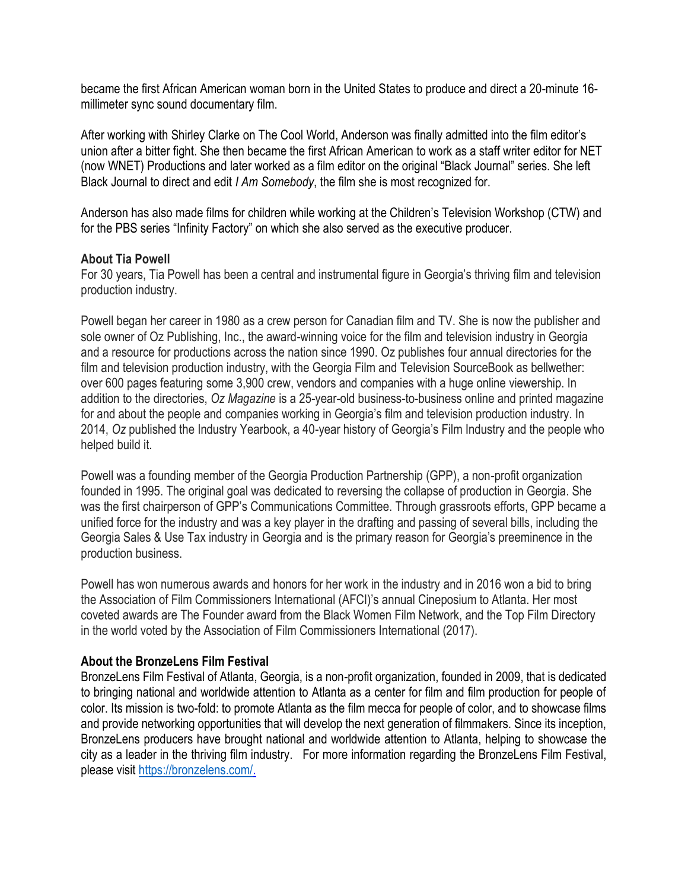became the first African American woman born in the United States to produce and direct a 20-minute 16-millimeter sync sound documentary film.

After working with Shirley Clarke on The Cool World, Anderson was finally admitted into the film editor's union after a bitter fight. She then became the first African American to work as a staff writer editor for NET (now WNET) Productions and later worked as a film editor on the original "Black Journal" series. She left Black Journal to direct and edit *I Am Somebody*, the film she is most recognized for.

Anderson has also made films for children while working at the Children's Television Workshop (CTW) and for the PBS series "Infinity Factory" on which she also served as the executive producer.

**About Tia Powell**

For 30 years, Tia Powell has been a central and instrumental figure in Georgia's thriving film and television production industry.

Powell began her career in 1980 as a crew person for Canadian film and TV. She is now the publisher and sole owner of Oz Publishing, Inc., the award-winning voice for the film and television industry in Georgia and a resource for productions across the nation since 1990. Oz publishes four annual directories for the film and television production industry, with the Georgia Film and Television SourceBook as bellwether: over 600 pages featuring some 3,900 crew, vendors and companies with a huge online viewership. In addition to the directories, *Oz Magazine* is a 25-year-old business-to-business online and printed magazine for and about the people and companies working in Georgia's film and television production industry. In 2014, *Oz* published the Industry Yearbook, a 40-year history of Georgia's Film Industry and the people who helped build it.

Powell was a founding member of the Georgia Production Partnership (GPP), a non-profit organization founded in 1995. The original goal was dedicated to reversing the collapse of production in Georgia. She was the first chairperson of GPP's Communications Committee. Through grassroots efforts, GPP became a unified force for the industry and was a key player in the drafting and passing of several bills, including the Georgia Sales & Use Tax industry in Georgia and is the primary reason for Georgia's preeminence in the production business.

Powell has won numerous awards and honors for her work in the industry and in 2016 won a bid to bring the Association of Film Commissioners International (AFCI)'s annual Cineposium to Atlanta. Her most coveted awards are The Founder award from the Black Women Film Network, and the Top Film Directory in the world voted by the Association of Film Commissioners International (2017).

**About the BronzeLens Film Festival**

BronzeLens Film Festival of Atlanta, Georgia, is a non-profit organization, founded in 2009, that is dedicated to bringing national and worldwide attention to Atlanta as a center for film and film production for people of color. Its mission is two-fold: to promote Atlanta as the film mecca for people of color, and to showcase films and provide networking opportunities that will develop the next generation of filmmakers. Since its inception, BronzeLens producers have brought national and worldwide attention to Atlanta, helping to showcase the city as a leader in the thriving film industry. For more information regarding the BronzeLens Film Festival, please visit https://bronzelens.com/.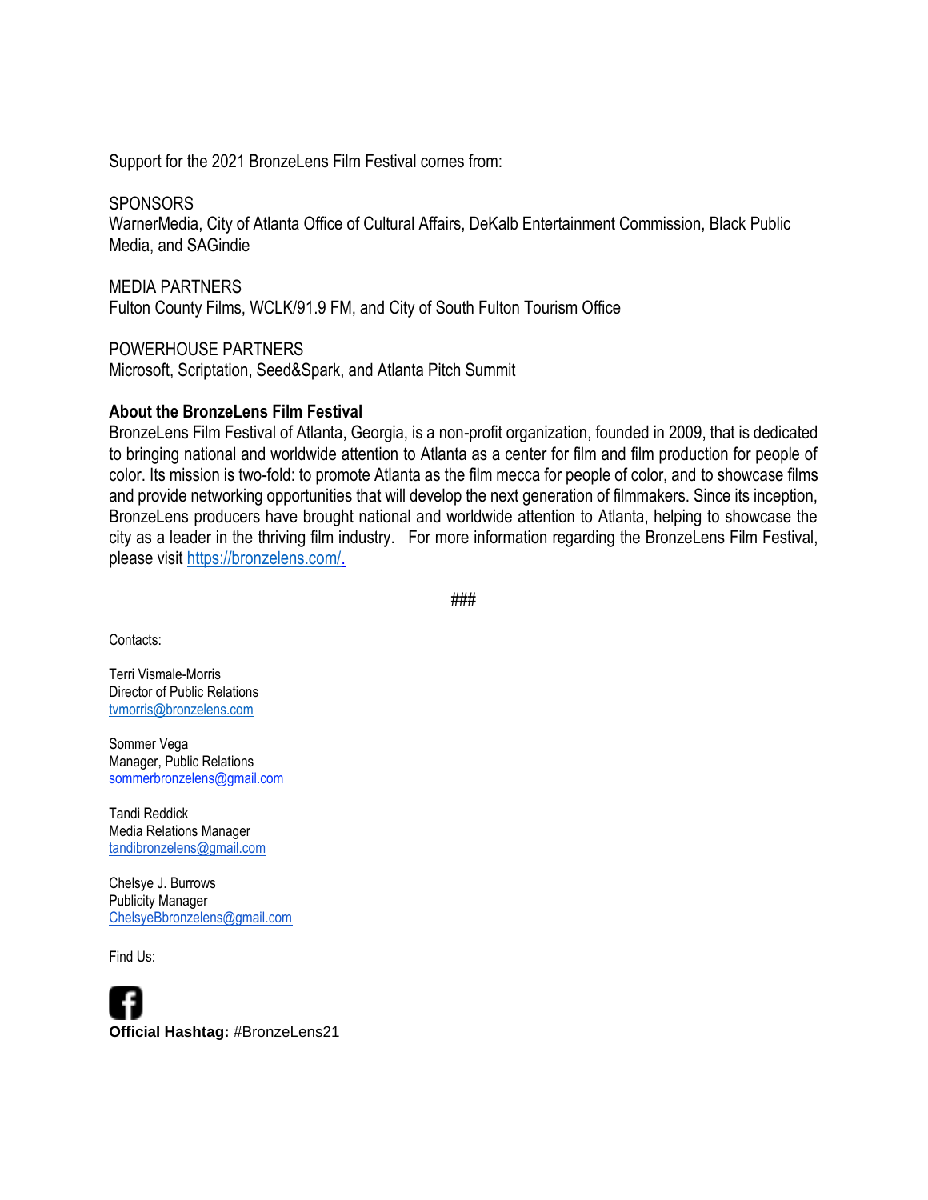Support for the 2021 BronzeLens Film Festival comes from:

SPONSORS
WarnerMedia, City of Atlanta Office of Cultural Affairs, DeKalb Entertainment Commission, Black Public Media, and SAGindie

MEDIA PARTNERS
Fulton County Films, WCLK/91.9 FM, and City of South Fulton Tourism Office

POWERHOUSE PARTNERS
Microsoft, Scriptation, Seed&Spark, and Atlanta Pitch Summit

**About the BronzeLens Film Festival**
BronzeLens Film Festival of Atlanta, Georgia, is a non-profit organization, founded in 2009, that is dedicated to bringing national and worldwide attention to Atlanta as a center for film and film production for people of color. Its mission is two-fold: to promote Atlanta as the film mecca for people of color, and to showcase films and provide networking opportunities that will develop the next generation of filmmakers. Since its inception, BronzeLens producers have brought national and worldwide attention to Atlanta, helping to showcase the city as a leader in the thriving film industry. For more information regarding the BronzeLens Film Festival, please visit https://bronzelens.com/.

###

Contacts:

Terri Vismale-Morris
Director of Public Relations
tvmorris@bronzelens.com

Sommer Vega
Manager, Public Relations
sommerbronzelens@gmail.com

Tandi Reddick
Media Relations Manager
tandibronzelens@gmail.com

Chelsye J. Burrows
Publicity Manager
ChelsyeBbronzelens@gmail.com

Find Us:

**Official Hashtag:** #BronzeLens21